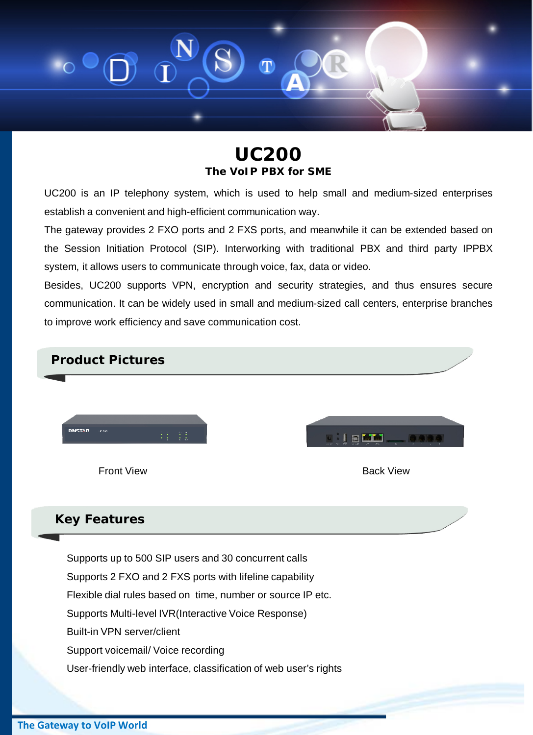# UC200

**The VoIP PBX for SME**

UC200 is an IP telephony system, which is used to help small and medium-sized enterprises establish a convenient and high-efficient communication way.

The gateway provides 2 FXO ports and 2 FXS ports, and meanwhile it can be extended based on the Session Initiation Protocol (SIP). Interworking with traditional PBX and third party IPPBX system, it allows users to communicate through voice, fax, data or video.

Besides, UC200 supports VPN, encryption and security strategies, and thus ensures secure communication. It can be widely used in small and medium-sized call centers, enterprise branches to improve work efficiency and save communication cost.

## Product Pictures

Front View

Back View

## Key Features

- Supports up to 500 SIP users and 30 concurrent calls
- Supports 2 FXO and 2 FXS ports with lifeline capability
- Flexible dial rules based on time, number or source IP etc.
- Supports Multi-level IVR(Interactive Voice Response)
- Built-in VPN server/client
- Support voicemail/ Voice recording
- User-friendly web interface, classification of web user's rights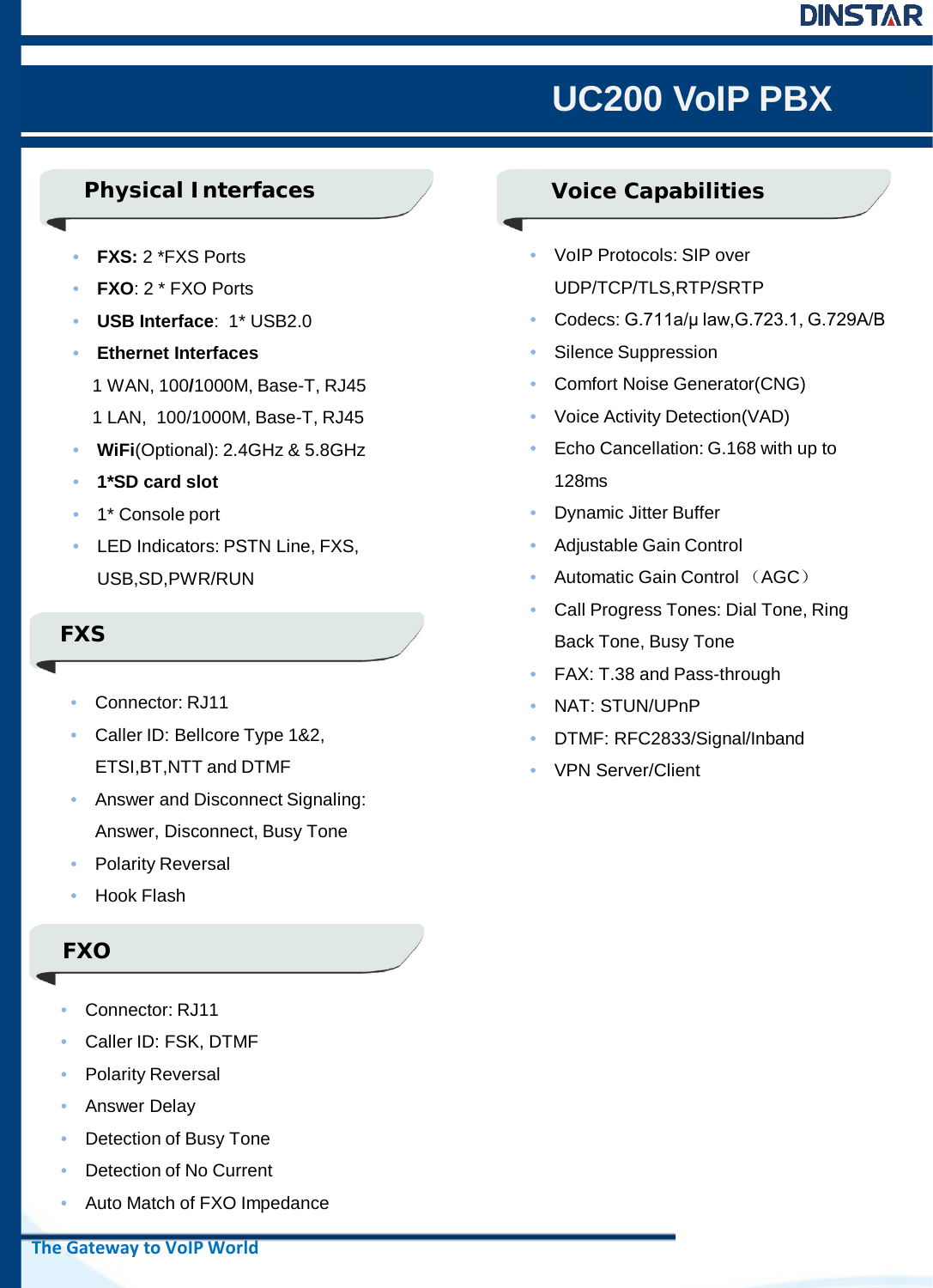# UC200 VoIP PBX

## Physical Interfaces

- **FXS:** 2 *FXS Ports
- **FXO**: 2 * FXO Ports
- **USB Interface**: 1* USB2.0
- **Ethernet Interfaces**

  1 WAN, 100**/**1000M, Base-T, RJ45

  1 LAN, 100/1000M, Base-T, RJ45
- **WiFi**(Optional): 2.4GHz & 5.8GHz
- **1*SD card slot**
- 1* Console port
- LED Indicators: PSTN Line, FXS, USB,SD,PWR/RUN

## FXS

- Connector: RJ11
- Caller ID: Bellcore Type 1&2, ETSI,BT,NTT and DTMF
- Answer and Disconnect Signaling: Answer, Disconnect, Busy Tone
- Polarity Reversal
- Hook Flash

## FXO

- Connector: RJ11
- Caller ID: FSK, DTMF
- Polarity Reversal
- Answer Delay
- Detection of Busy Tone
- Detection of No Current
- Auto Match of FXO Impedance

## Voice Capabilities

- VoIP Protocols: SIP over UDP/TCP/TLS,RTP/SRTP
- Codecs: G.711a/μ law,G.723.1, G.729A/B
- Silence Suppression
- Comfort Noise Generator(CNG)
- Voice Activity Detection(VAD)
- Echo Cancellation: G.168 with up to 128ms
- Dynamic Jitter Buffer
- Adjustable Gain Control
- Automatic Gain Control （AGC）
- Call Progress Tones: Dial Tone, Ring Back Tone, Busy Tone
- FAX: T.38 and Pass-through
- NAT: STUN/UPnP
- DTMF: RFC2833/Signal/Inband
- VPN Server/Client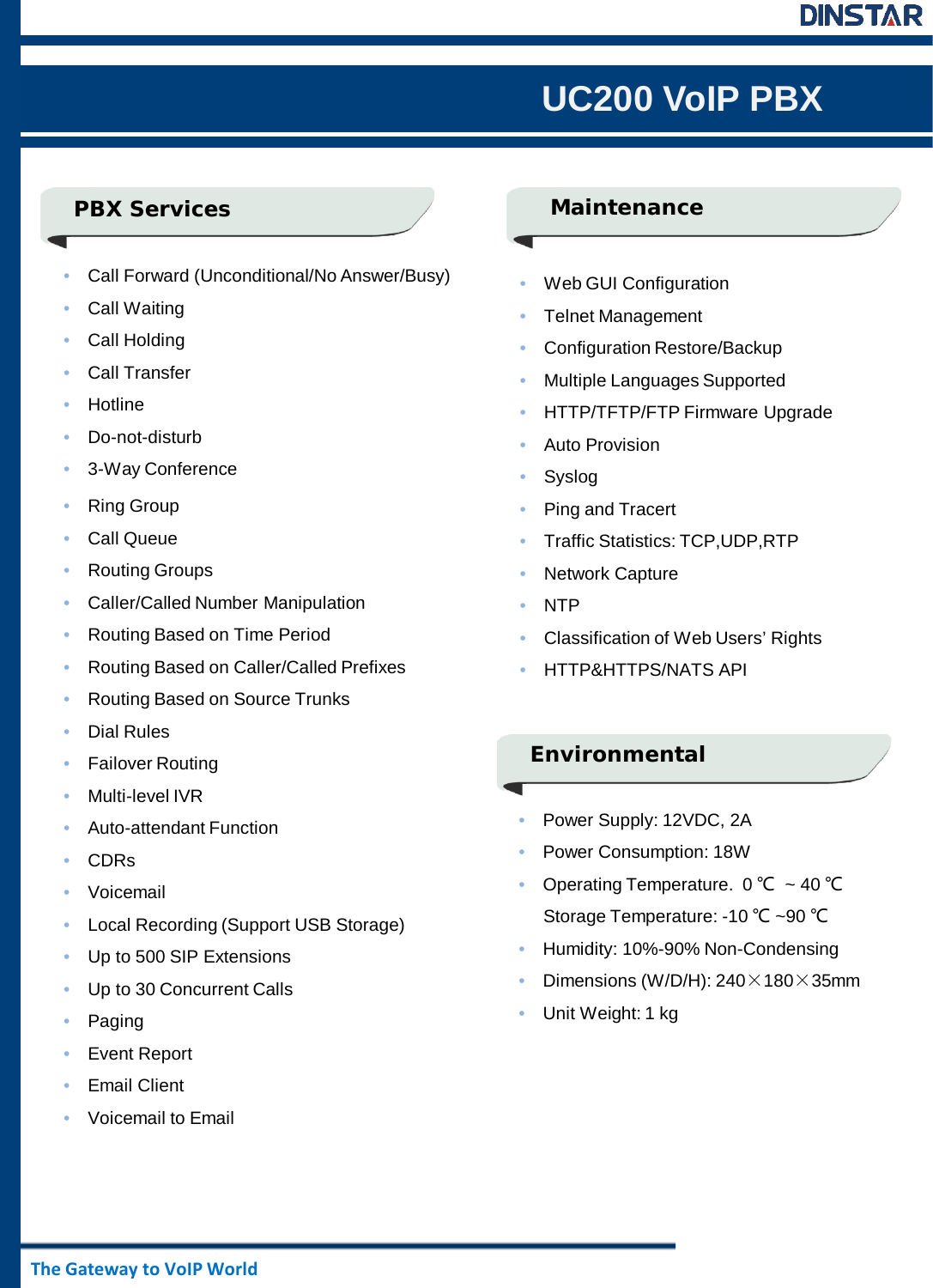# UC200 VoIP PBX

## PBX Services

- Call Forward (Unconditional/No Answer/Busy)
- Call Waiting
- Call Holding
- Call Transfer
- Hotline
- Do-not-disturb
- 3-Way Conference
- Ring Group
- Call Queue
- Routing Groups
- Caller/Called Number Manipulation
- Routing Based on Time Period
- Routing Based on Caller/Called Prefixes
- Routing Based on Source Trunks
- Dial Rules
- Failover Routing
- Multi-level IVR
- Auto-attendant Function
- CDRs
- Voicemail
- Local Recording (Support USB Storage)
- Up to 500 SIP Extensions
- Up to 30 Concurrent Calls
- Paging
- Event Report
- Email Client
- Voicemail to Email

## Maintenance

- Web GUI Configuration
- Telnet Management
- Configuration Restore/Backup
- Multiple Languages Supported
- HTTP/TFTP/FTP Firmware Upgrade
- Auto Provision
- Syslog
- Ping and Tracert
- Traffic Statistics: TCP,UDP,RTP
- Network Capture
- NTP
- Classification of Web Users' Rights
- HTTP&HTTPS/NATS API

## Environmental

- Power Supply: 12VDC, 2A
- Power Consumption: 18W
- Operating Temperature. 0 ℃ ~ 40 ℃
  Storage Temperature: -10 ℃ ~90 ℃
- Humidity: 10%-90% Non-Condensing
- Dimensions (W/D/H): 240×180×35mm
- Unit Weight: 1 kg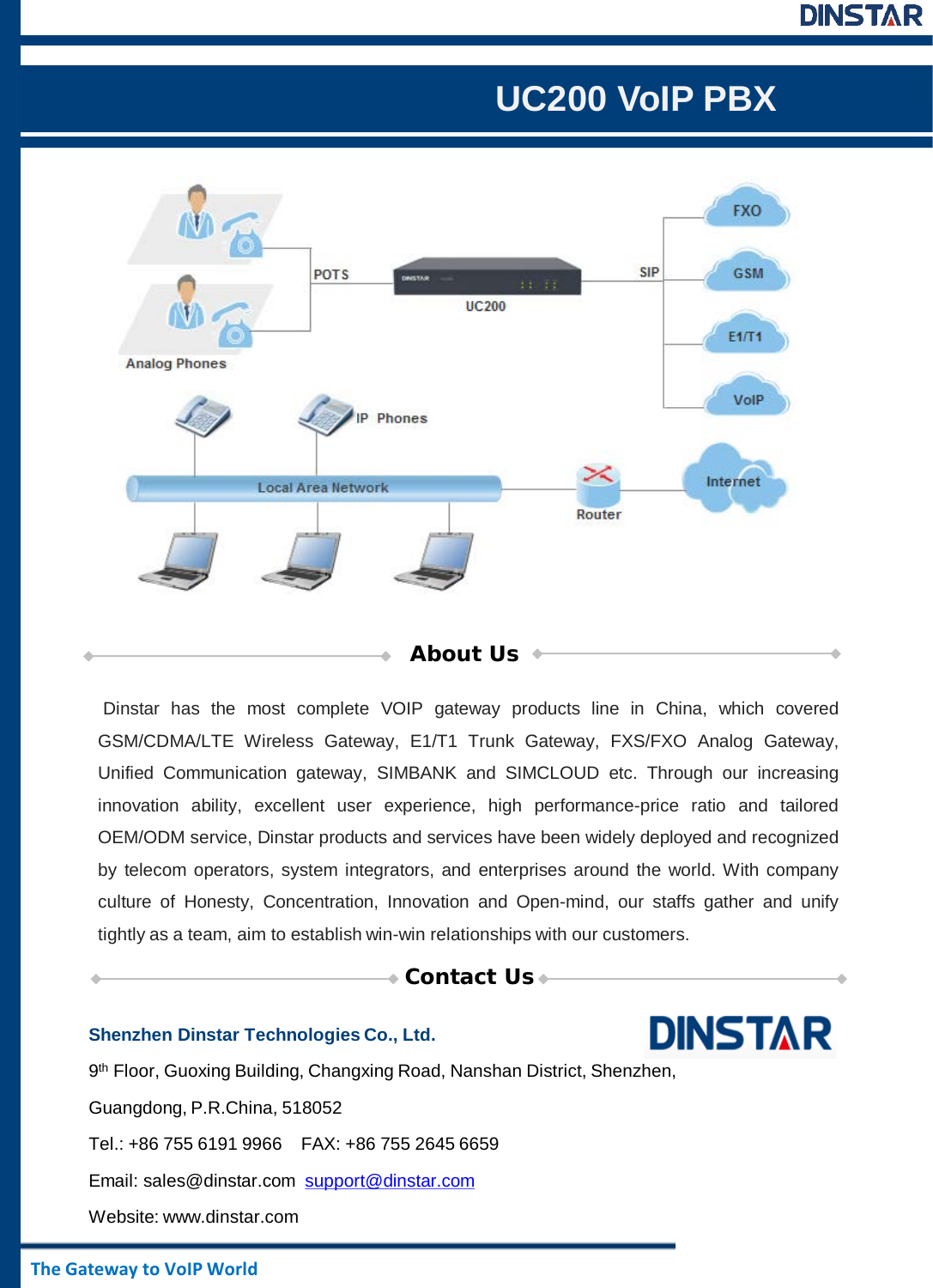# UC200 VoIP PBX

Analog Phones

POTS

UC200

SIP

FXO

GSM

E1/T1

VoIP

IP Phones

Local Area Network

Router

Internet

## About Us

Dinstar has the most complete VOIP gateway products line in China, which covered GSM/CDMA/LTE Wireless Gateway, E1/T1 Trunk Gateway, FXS/FXO Analog Gateway, Unified Communication gateway, SIMBANK and SIMCLOUD etc. Through our increasing innovation ability, excellent user experience, high performance-price ratio and tailored OEM/ODM service, Dinstar products and services have been widely deployed and recognized by telecom operators, system integrators, and enterprises around the world. With company culture of Honesty, Concentration, Innovation and Open-mind, our staffs gather and unify tightly as a team, aim to establish win-win relationships with our customers.

## Contact Us

**Shenzhen Dinstar Technologies Co., Ltd.**

9th Floor, Guoxing Building, Changxing Road, Nanshan District, Shenzhen,

Guangdong, P.R.China, 518052

Tel.: +86 755 6191 9966    FAX: +86 755 2645 6659

Email: sales@dinstar.com  support@dinstar.com

Website: www.dinstar.com

The Gateway to VoIP World